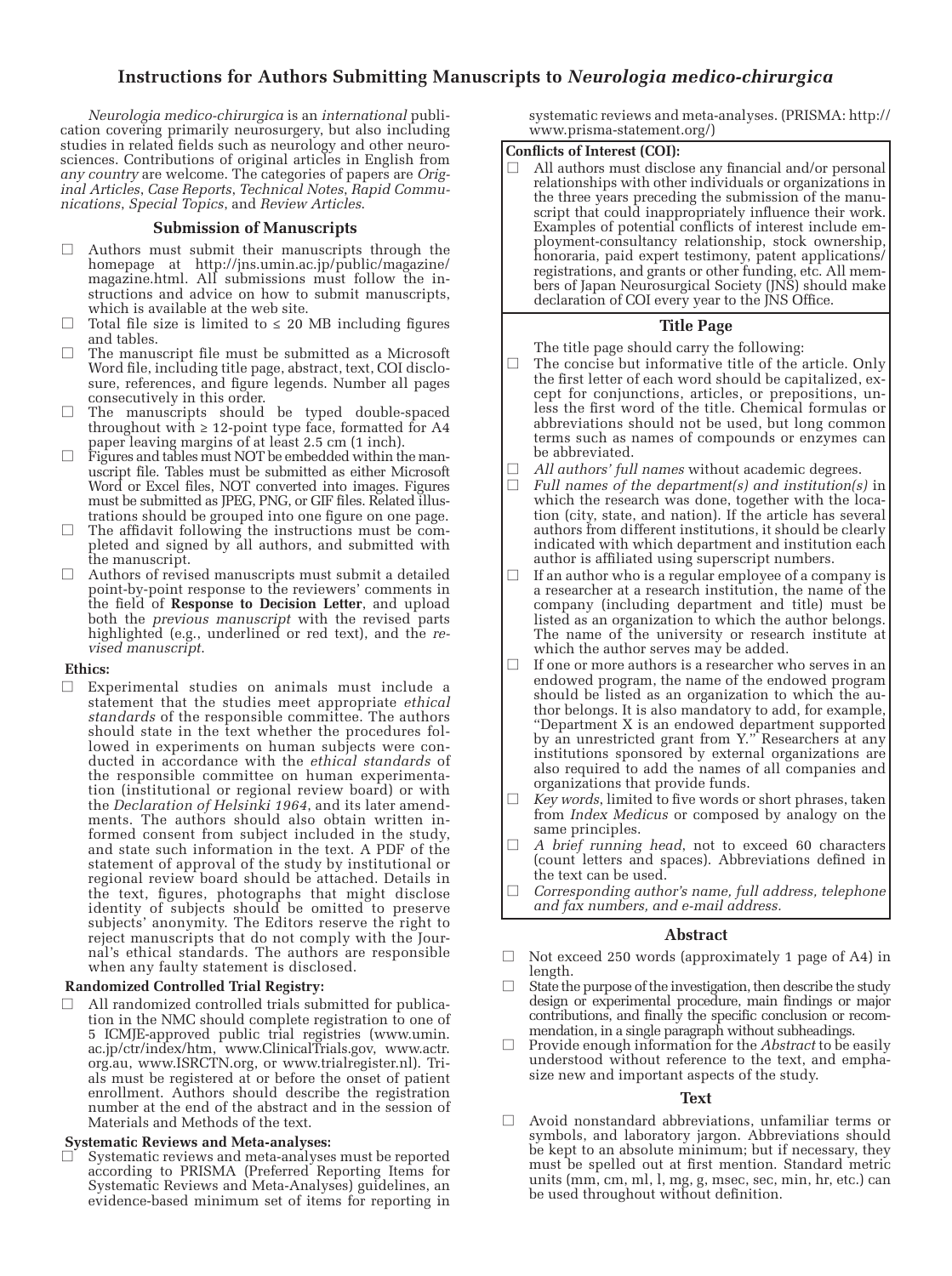# Instructions for Authors Submitting Manuscripts to *Neurologia medico-chirurgica*

*Neurologia medico-chirurgica* is an *international* publication covering primarily neurosurgery, but also including studies in related fields such as neurology and other neurosciences. Contributions of original articles in English from *any country* are welcome. The categories of papers are *Original Articles*, *Case Reports*, *Technical Notes*, *Rapid Communications*, *Special Topics*, and *Review Articles*.

## Submission of Manuscripts

- ☐ Authors must submit their manuscripts through the homepage at http://jns.umin.ac.jp/public/magazine/magazine.html. All submissions must follow the instructions and advice on how to submit manuscripts, which is available at the web site.
- ☐ Total file size is limited to ≤ 20 MB including figures and tables.
- ☐ The manuscript file must be submitted as a Microsoft Word file, including title page, abstract, text, COI disclosure, references, and figure legends. Number all pages consecutively in this order.
- ☐ The manuscripts should be typed double-spaced throughout with ≥ 12-point type face, formatted for A4 paper leaving margins of at least 2.5 cm (1 inch).
- ☐ Figures and tables must NOT be embedded within the manuscript file. Tables must be submitted as either Microsoft Word or Excel files, NOT converted into images. Figures must be submitted as JPEG, PNG, or GIF files. Related illustrations should be grouped into one figure on one page.
- ☐ The affidavit following the instructions must be completed and signed by all authors, and submitted with the manuscript.
- ☐ Authors of revised manuscripts must submit a detailed point-by-point response to the reviewers' comments in the field of **Response to Decision Letter**, and upload both the *previous manuscript* with the revised parts highlighted (e.g., underlined or red text), and the *revised manuscript*.

### Ethics:

- ☐ Experimental studies on animals must include a statement that the studies meet appropriate *ethical standards* of the responsible committee. The authors should state in the text whether the procedures followed in experiments on human subjects were conducted in accordance with the *ethical standards* of the responsible committee on human experimentation (institutional or regional review board) or with the *Declaration of Helsinki 1964*, and its later amendments. The authors should also obtain written informed consent from subject included in the study, and state such information in the text. A PDF of the statement of approval of the study by institutional or regional review board should be attached. Details in the text, figures, photographs that might disclose identity of subjects should be omitted to preserve subjects' anonymity. The Editors reserve the right to reject manuscripts that do not comply with the Journal's ethical standards. The authors are responsible when any faulty statement is disclosed.

### Randomized Controlled Trial Registry:

- ☐ All randomized controlled trials submitted for publication in the NMC should complete registration to one of 5 ICMJE-approved public trial registries (www.umin.ac.jp/ctr/index/htm, www.ClinicalTrials.gov, www.actr.org.au, www.ISRCTN.org, or www.trialregister.nl). Trials must be registered at or before the onset of patient enrollment. Authors should describe the registration number at the end of the abstract and in the session of Materials and Methods of the text.

### Systematic Reviews and Meta-analyses:

- ☐ Systematic reviews and meta-analyses must be reported according to PRISMA (Preferred Reporting Items for Systematic Reviews and Meta-Analyses) guidelines, an evidence-based minimum set of items for reporting in systematic reviews and meta-analyses. (PRISMA: http://www.prisma-statement.org/)

### Conflicts of Interest (COI):

- ☐ All authors must disclose any financial and/or personal relationships with other individuals or organizations in the three years preceding the submission of the manuscript that could inappropriately influence their work. Examples of potential conflicts of interest include employment-consultancy relationship, stock ownership, honoraria, paid expert testimony, patent applications/registrations, and grants or other funding, etc. All members of Japan Neurosurgical Society (JNS) should make declaration of COI every year to the JNS Office.

## Title Page

The title page should carry the following:

- ☐ The concise but informative title of the article. Only the first letter of each word should be capitalized, except for conjunctions, articles, or prepositions, unless the first word of the title. Chemical formulas or abbreviations should not be used, but long common terms such as names of compounds or enzymes can be abbreviated.
- ☐ *All authors' full names* without academic degrees.
- ☐ *Full names of the department(s) and institution(s)* in which the research was done, together with the location (city, state, and nation). If the article has several authors from different institutions, it should be clearly indicated with which department and institution each author is affiliated using superscript numbers.
- ☐ If an author who is a regular employee of a company is a researcher at a research institution, the name of the company (including department and title) must be listed as an organization to which the author belongs. The name of the university or research institute at which the author serves may be added.
- ☐ If one or more authors is a researcher who serves in an endowed program, the name of the endowed program should be listed as an organization to which the author belongs. It is also mandatory to add, for example, "Department X is an endowed department supported by an unrestricted grant from Y." Researchers at any institutions sponsored by external organizations are also required to add the names of all companies and organizations that provide funds.
- ☐ *Key words*, limited to five words or short phrases, taken from *Index Medicus* or composed by analogy on the same principles.
- ☐ *A brief running head*, not to exceed 60 characters (count letters and spaces). Abbreviations defined in the text can be used.
- ☐ *Corresponding author's name, full address, telephone and fax numbers, and e-mail address.*

## Abstract

- ☐ Not exceed 250 words (approximately 1 page of A4) in length.
- ☐ State the purpose of the investigation, then describe the study design or experimental procedure, main findings or major contributions, and finally the specific conclusion or recommendation, in a single paragraph without subheadings.
- ☐ Provide enough information for the *Abstract* to be easily understood without reference to the text, and emphasize new and important aspects of the study.

## Text

- ☐ Avoid nonstandard abbreviations, unfamiliar terms or symbols, and laboratory jargon. Abbreviations should be kept to an absolute minimum; but if necessary, they must be spelled out at first mention. Standard metric units (mm, cm, ml, l, mg, g, msec, sec, min, hr, etc.) can be used throughout without definition.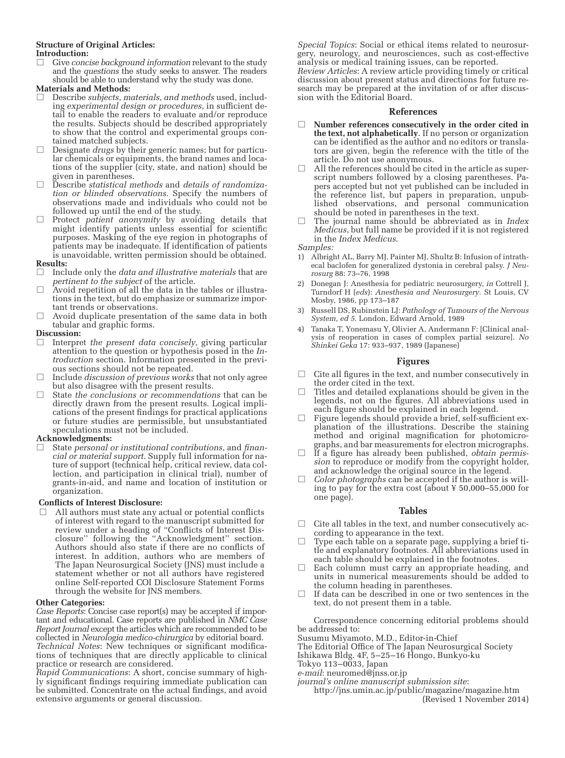### Structure of Original Articles:

**Introduction:**

- Give *concise background information* relevant to the study and the *questions* the study seeks to answer. The readers should be able to understand why the study was done.

**Materials and Methods:**

- Describe *subjects*, *materials, and methods* used, including *experimental design or procedures*, in sufficient detail to enable the readers to evaluate and/or reproduce the results. Subjects should be described appropriately to show that the control and experimental groups contained matched subjects.
- Designate *drugs* by their generic names; but for particular chemicals or equipments, the brand names and locations of the supplier (city, state, and nation) should be given in parentheses.
- Describe *statistical methods* and *details of randomization or blinded observations*. Specify the numbers of observations made and individuals who could not be followed up until the end of the study.
- Protect *patient anonymity* by avoiding details that might identify patients unless essential for scientific purposes. Masking of the eye region in photographs of patients may be inadequate. If identification of patients is unavoidable, written permission should be obtained.

**Results:**

- Include only the *data and illustrative materials* that are *pertinent to the subject* of the article.
- Avoid repetition of all the data in the tables or illustrations in the text, but do emphasize or summarize important trends or observations.
- Avoid duplicate presentation of the same data in both tabular and graphic forms.

**Discussion:**

- Interpret *the present data concisely*, giving particular attention to the question or hypothesis posed in the *Introduction* section. Information presented in the previous sections should not be repeated.
- Include *discussion of previous works* that not only agree but also disagree with the present results.
- State *the conclusions or recommendations* that can be directly drawn from the present results. Logical implications of the present findings for practical applications or future studies are permissible, but unsubstantiated speculations must not be included.

**Acknowledgments:**

- State *personal or institutional contributions*, and *financial or material support.* Supply full information for nature of support (technical help, critical review, data collection, and participation in clinical trial), number of grants-in-aid, and name and location of institution or organization.

**Conflicts of Interest Disclosure:**

- All authors must state any actual or potential conflicts of interest with regard to the manuscript submitted for review under a heading of "Conflicts of Interest Disclosure" following the "Acknowledgment" section. Authors should also state if there are no conflicts of interest. In addition, authors who are members of The Japan Neurosurgical Society (JNS) must include a statement whether or not all authors have registered online Self-reported COI Disclosure Statement Forms through the website for JNS members.

**Other Categories:**

*Case Reports*: Concise case report(s) may be accepted if important and educational. Case reports are published in *NMC Case Report Journal* except the articles which are recommended to be collected in *Neurologia medico-chirurgica* by editorial board.
*Technical Notes*: New techniques or significant modifications of techniques that are directly applicable to clinical practice or research are considered.
*Rapid Communications*: A short, concise summary of highly significant findings requiring immediate publication can be submitted. Concentrate on the actual findings, and avoid extensive arguments or general discussion.
*Special Topics*: Social or ethical items related to neurosurgery, neurology, and neurosciences, such as cost-effective analysis or medical training issues, can be reported.
*Review Articles*: A review article providing timely or critical discussion about present status and directions for future research may be prepared at the invitation of or after discussion with the Editorial Board.

## References

- **Number references consecutively in the order cited in the text, not alphabetically**. If no person or organization can be identified as the author and no editors or translators are given, begin the reference with the title of the article. Do not use anonymous.
- All the references should be cited in the article as superscript numbers followed by a closing parentheses. Papers accepted but not yet published can be included in the reference list, but papers in preparation, unpublished observations, and personal communication should be noted in parentheses in the text.
- The journal name should be abbreviated as in *Index Medicus*, but full name be provided if it is not registered in the *Index Medicus*.

*Samples:*

1) Albright AL, Barry MJ, Painter MJ, Shultz B: Infusion of intrathecal baclofen for generalized dystonia in cerebral palsy. *J Neurosurg* 88: 73–76, 1998
2) Donegan J: Anesthesia for pediatric neurosurgery, *in* Cottrell J, Turndorf H (*eds*): *Anesthesia and Neurosurgery*. St Louis, CV Mosby, 1986, pp 173–187
3) Russell DS, Rubinstein LJ: *Pathology of Tumours of the Nervous System, ed 5*. London, Edward Arnold, 1989
4) Tanaka T, Yonemasu Y, Olivier A, Andermann F: [Clinical analysis of reoperation in cases of complex partial seizure]. *No Shinkei Geka* 17: 933–937, 1989 (Japanese)

## Figures

- Cite all figures in the text, and number consecutively in the order cited in the text.
- Titles and detailed explanations should be given in the legends, not on the figures. All abbreviations used in each figure should be explained in each legend.
- Figure legends should provide a brief, self-sufficient explanation of the illustrations. Describe the staining method and original magnification for photomicrographs, and bar measurements for electron micrographs.
- If a figure has already been published, *obtain permission* to reproduce or modify from the copyright holder, and acknowledge the original source in the legend.
- *Color photographs* can be accepted if the author is willing to pay for the extra cost (about ¥ 50,000–55,000 for one page).

## Tables

- Cite all tables in the text, and number consecutively according to appearance in the text.
- Type each table on a separate page, supplying a brief title and explanatory footnotes. All abbreviations used in each table should be explained in the footnotes.
- Each column must carry an appropriate heading, and units in numerical measurements should be added to the column heading in parentheses.
- If data can be described in one or two sentences in the text, do not present them in a table.

Correspondence concerning editorial problems should be addressed to:

Susumu Miyamoto, M.D., Editor-in-Chief
The Editorial Office of The Japan Neurosurgical Society
Ishikawa Bldg. 4F, 5–25–16 Hongo, Bunkyo-ku
Tokyo 113–0033, Japan
*e-mail*: neuromed@jnss.or.jp
*journal's online manuscript submission site*:
http://jns.umin.ac.jp/public/magazine/magazine.htm

(Revised 1 November 2014)